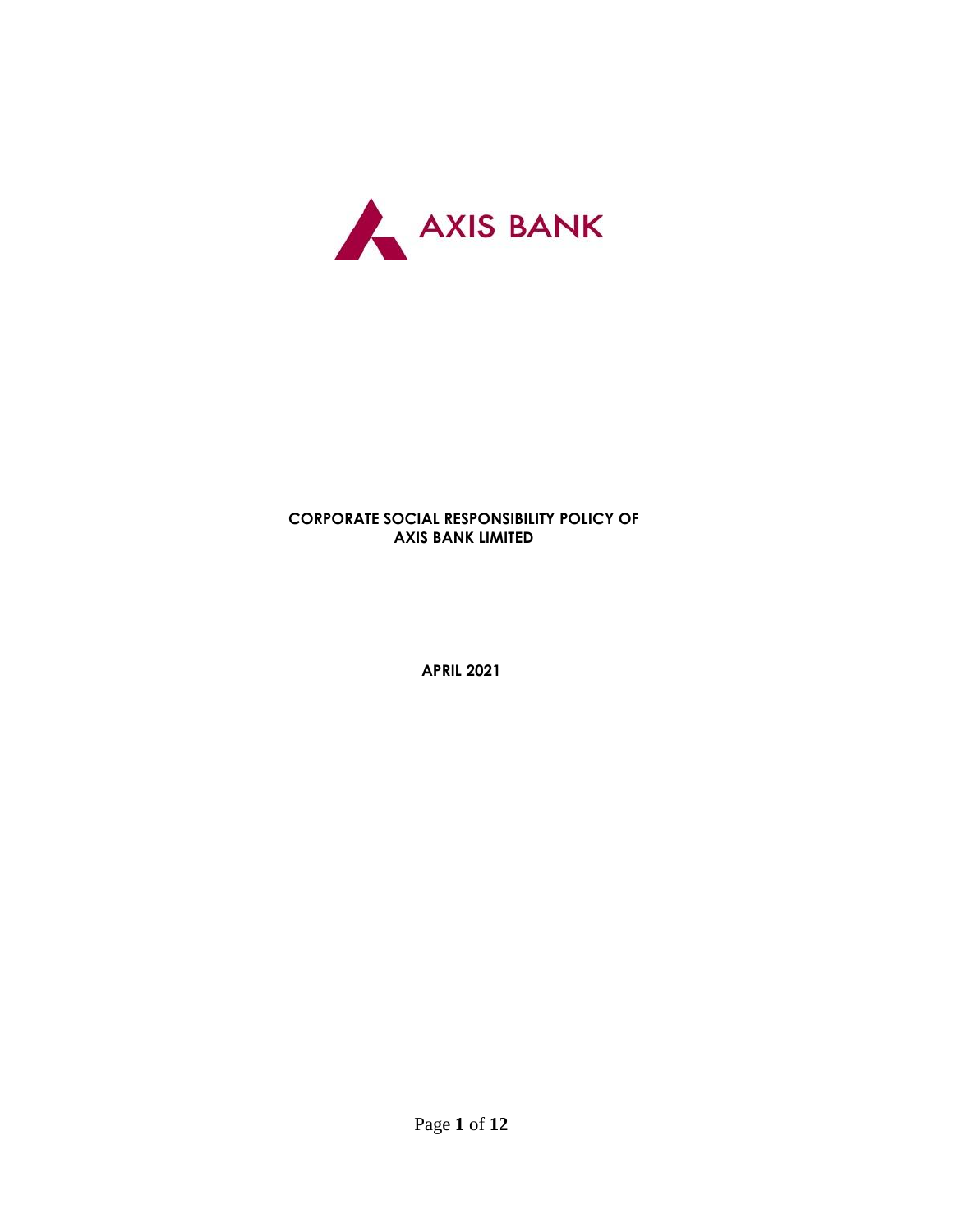AXIS BANK

**CORPORATE SOCIAL RESPONSIBILITY POLICY OF AXIS BANK LIMITED**

**APRIL 2021**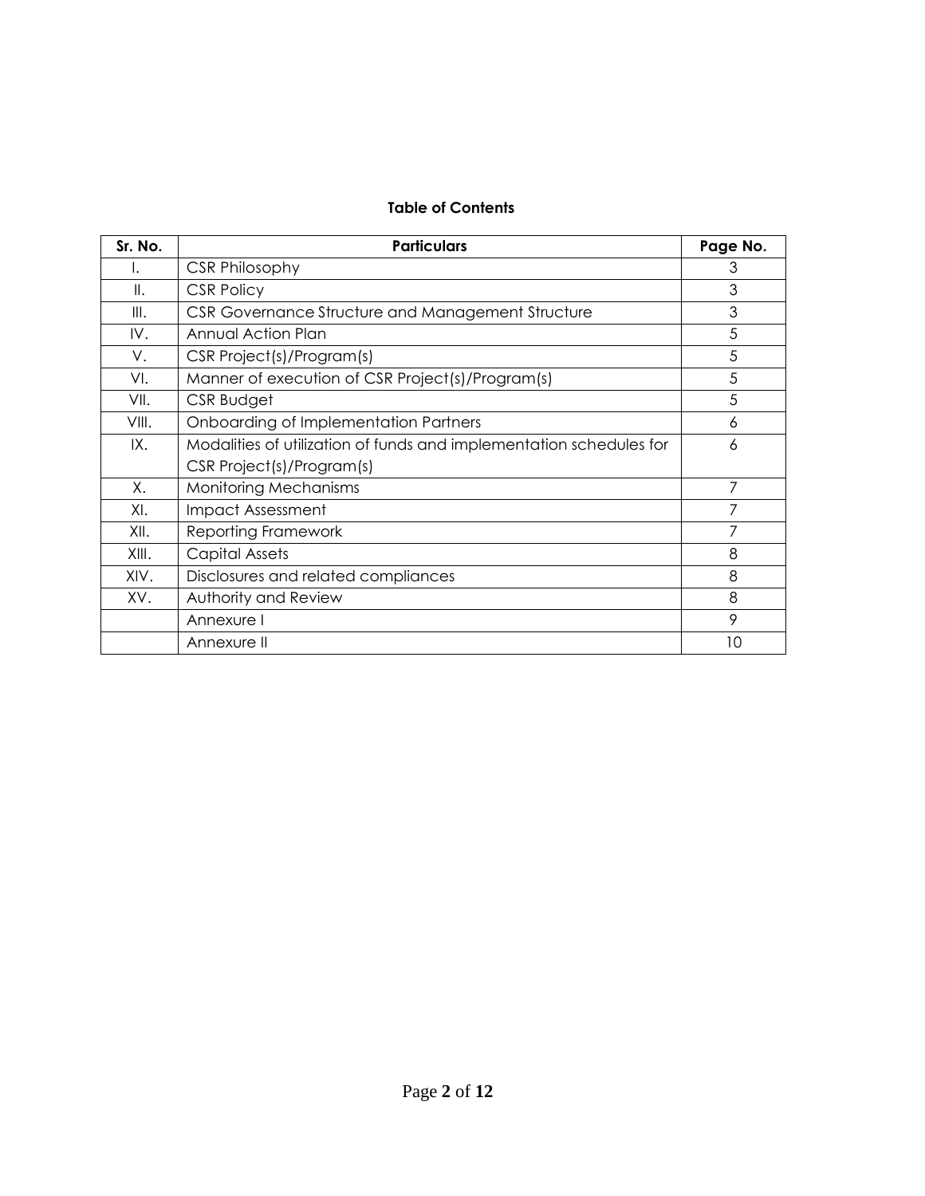**Table of Contents**

| Sr. No. | Particulars | Page No. |
|---|---|---|
| I. | CSR Philosophy | 3 |
| II. | CSR Policy | 3 |
| III. | CSR Governance Structure and Management Structure | 3 |
| IV. | Annual Action Plan | 5 |
| V. | CSR Project(s)/Program(s) | 5 |
| VI. | Manner of execution of CSR Project(s)/Program(s) | 5 |
| VII. | CSR Budget | 5 |
| VIII. | Onboarding of Implementation Partners | 6 |
| IX. | Modalities of utilization of funds and implementation schedules for CSR Project(s)/Program(s) | 6 |
| X. | Monitoring Mechanisms | 7 |
| XI. | Impact Assessment | 7 |
| XII. | Reporting Framework | 7 |
| XIII. | Capital Assets | 8 |
| XIV. | Disclosures and related compliances | 8 |
| XV. | Authority and Review | 8 |
| | Annexure I | 9 |
| | Annexure II | 10 |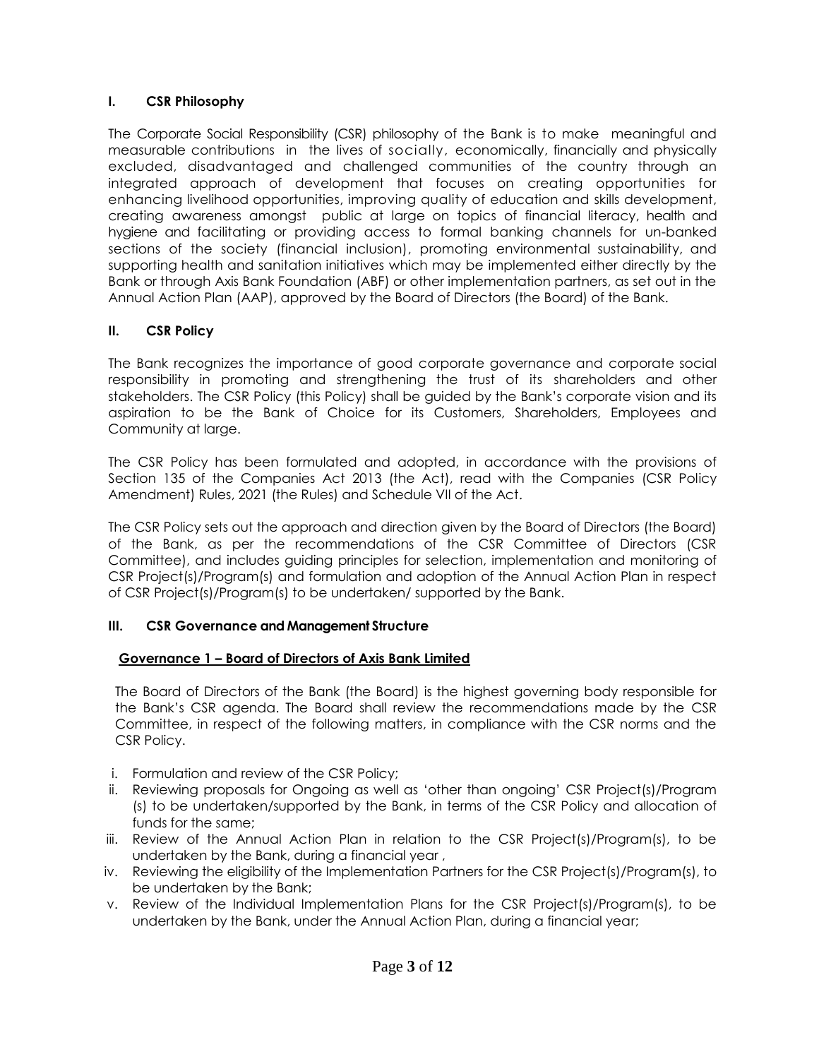## I. CSR Philosophy

The Corporate Social Responsibility (CSR) philosophy of the Bank is to make meaningful and measurable contributions in the lives of socially, economically, financially and physically excluded, disadvantaged and challenged communities of the country through an integrated approach of development that focuses on creating opportunities for enhancing livelihood opportunities, improving quality of education and skills development, creating awareness amongst public at large on topics of financial literacy, health and hygiene and facilitating or providing access to formal banking channels for un-banked sections of the society (financial inclusion), promoting environmental sustainability, and supporting health and sanitation initiatives which may be implemented either directly by the Bank or through Axis Bank Foundation (ABF) or other implementation partners, as set out in the Annual Action Plan (AAP), approved by the Board of Directors (the Board) of the Bank.

## II. CSR Policy

The Bank recognizes the importance of good corporate governance and corporate social responsibility in promoting and strengthening the trust of its shareholders and other stakeholders. The CSR Policy (this Policy) shall be guided by the Bank's corporate vision and its aspiration to be the Bank of Choice for its Customers, Shareholders, Employees and Community at large.

The CSR Policy has been formulated and adopted, in accordance with the provisions of Section 135 of the Companies Act 2013 (the Act), read with the Companies (CSR Policy Amendment) Rules, 2021 (the Rules) and Schedule VII of the Act.

The CSR Policy sets out the approach and direction given by the Board of Directors (the Board) of the Bank, as per the recommendations of the CSR Committee of Directors (CSR Committee), and includes guiding principles for selection, implementation and monitoring of CSR Project(s)/Program(s) and formulation and adoption of the Annual Action Plan in respect of CSR Project(s)/Program(s) to be undertaken/ supported by the Bank.

## III. CSR Governance and Management Structure

### Governance 1 – Board of Directors of Axis Bank Limited

The Board of Directors of the Bank (the Board) is the highest governing body responsible for the Bank's CSR agenda. The Board shall review the recommendations made by the CSR Committee, in respect of the following matters, in compliance with the CSR norms and the CSR Policy.

i. Formulation and review of the CSR Policy;
ii. Reviewing proposals for Ongoing as well as 'other than ongoing' CSR Project(s)/Program (s) to be undertaken/supported by the Bank, in terms of the CSR Policy and allocation of funds for the same;
iii. Review of the Annual Action Plan in relation to the CSR Project(s)/Program(s), to be undertaken by the Bank, during a financial year ,
iv. Reviewing the eligibility of the Implementation Partners for the CSR Project(s)/Program(s), to be undertaken by the Bank;
v. Review of the Individual Implementation Plans for the CSR Project(s)/Program(s), to be undertaken by the Bank, under the Annual Action Plan, during a financial year;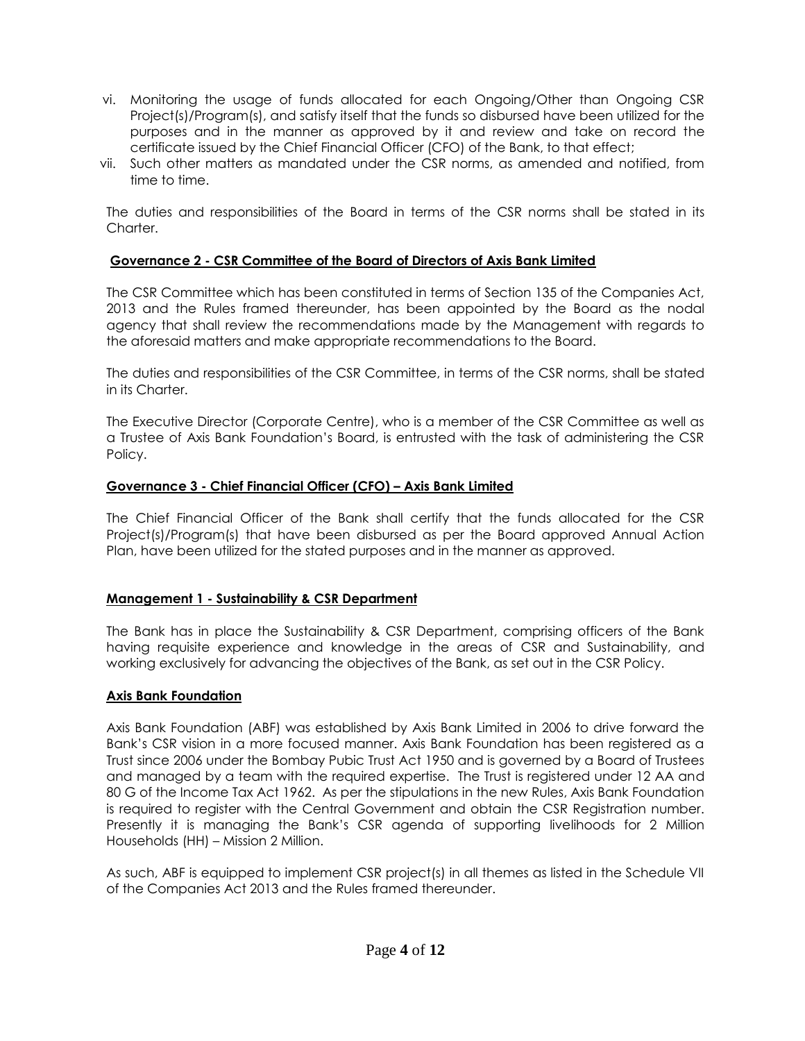vi. Monitoring the usage of funds allocated for each Ongoing/Other than Ongoing CSR Project(s)/Program(s), and satisfy itself that the funds so disbursed have been utilized for the purposes and in the manner as approved by it and review and take on record the certificate issued by the Chief Financial Officer (CFO) of the Bank, to that effect;

vii. Such other matters as mandated under the CSR norms, as amended and notified, from time to time.

The duties and responsibilities of the Board in terms of the CSR norms shall be stated in its Charter.

### Governance 2 - CSR Committee of the Board of Directors of Axis Bank Limited

The CSR Committee which has been constituted in terms of Section 135 of the Companies Act, 2013 and the Rules framed thereunder, has been appointed by the Board as the nodal agency that shall review the recommendations made by the Management with regards to the aforesaid matters and make appropriate recommendations to the Board.

The duties and responsibilities of the CSR Committee, in terms of the CSR norms, shall be stated in its Charter.

The Executive Director (Corporate Centre), who is a member of the CSR Committee as well as a Trustee of Axis Bank Foundation's Board, is entrusted with the task of administering the CSR Policy.

### Governance 3 - Chief Financial Officer (CFO) – Axis Bank Limited

The Chief Financial Officer of the Bank shall certify that the funds allocated for the CSR Project(s)/Program(s) that have been disbursed as per the Board approved Annual Action Plan, have been utilized for the stated purposes and in the manner as approved.

### Management 1 - Sustainability & CSR Department

The Bank has in place the Sustainability & CSR Department, comprising officers of the Bank having requisite experience and knowledge in the areas of CSR and Sustainability, and working exclusively for advancing the objectives of the Bank, as set out in the CSR Policy.

### Axis Bank Foundation

Axis Bank Foundation (ABF) was established by Axis Bank Limited in 2006 to drive forward the Bank's CSR vision in a more focused manner. Axis Bank Foundation has been registered as a Trust since 2006 under the Bombay Pubic Trust Act 1950 and is governed by a Board of Trustees and managed by a team with the required expertise. The Trust is registered under 12 AA and 80 G of the Income Tax Act 1962. As per the stipulations in the new Rules, Axis Bank Foundation is required to register with the Central Government and obtain the CSR Registration number. Presently it is managing the Bank's CSR agenda of supporting livelihoods for 2 Million Households (HH) – Mission 2 Million.

As such, ABF is equipped to implement CSR project(s) in all themes as listed in the Schedule VII of the Companies Act 2013 and the Rules framed thereunder.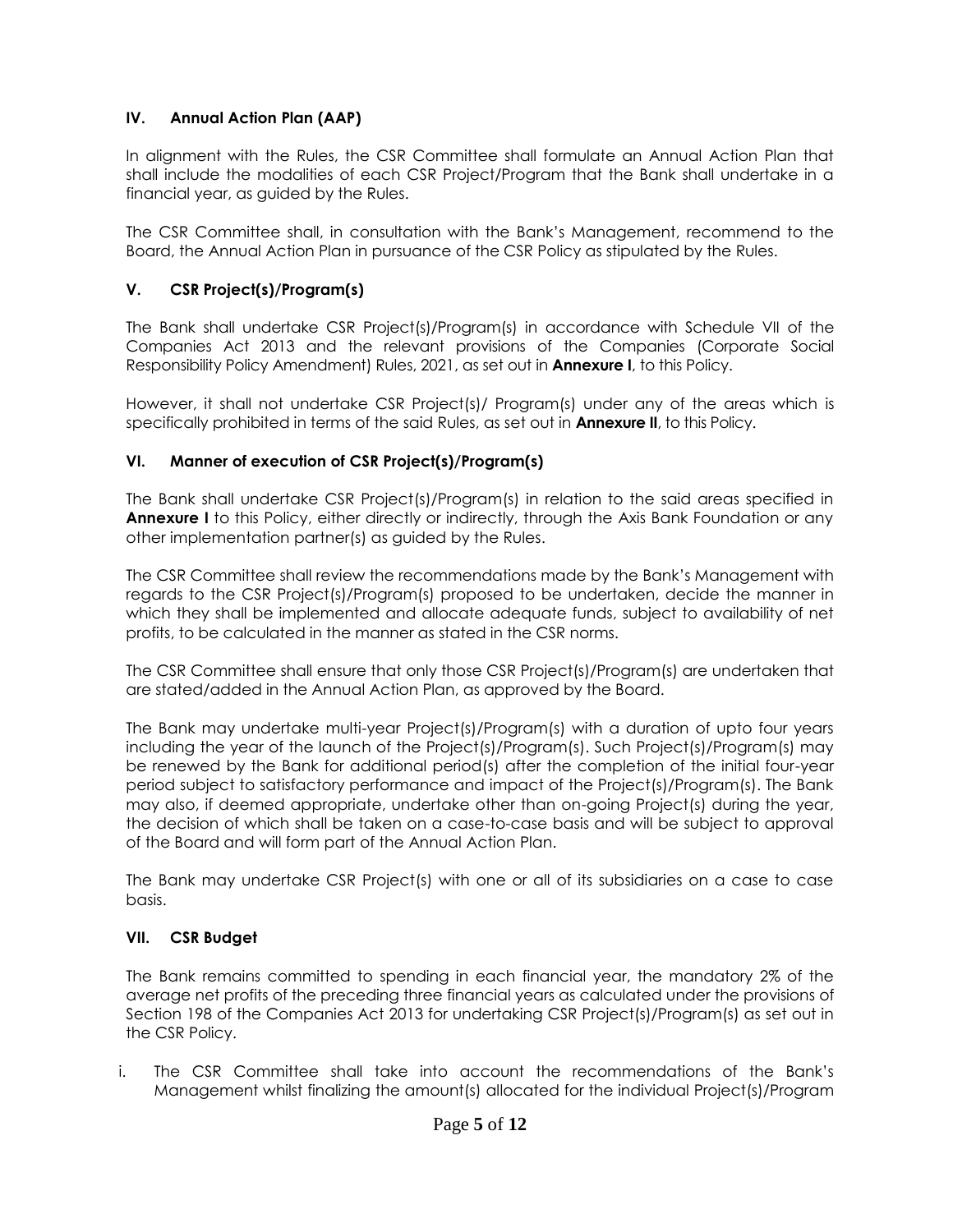## IV. Annual Action Plan (AAP)

In alignment with the Rules, the CSR Committee shall formulate an Annual Action Plan that shall include the modalities of each CSR Project/Program that the Bank shall undertake in a financial year, as guided by the Rules.

The CSR Committee shall, in consultation with the Bank's Management, recommend to the Board, the Annual Action Plan in pursuance of the CSR Policy as stipulated by the Rules.

## V. CSR Project(s)/Program(s)

The Bank shall undertake CSR Project(s)/Program(s) in accordance with Schedule VII of the Companies Act 2013 and the relevant provisions of the Companies (Corporate Social Responsibility Policy Amendment) Rules, 2021, as set out in **Annexure I**, to this Policy.

However, it shall not undertake CSR Project(s)/ Program(s) under any of the areas which is specifically prohibited in terms of the said Rules, as set out in **Annexure II**, to this Policy.

## VI. Manner of execution of CSR Project(s)/Program(s)

The Bank shall undertake CSR Project(s)/Program(s) in relation to the said areas specified in **Annexure I** to this Policy, either directly or indirectly, through the Axis Bank Foundation or any other implementation partner(s) as guided by the Rules.

The CSR Committee shall review the recommendations made by the Bank's Management with regards to the CSR Project(s)/Program(s) proposed to be undertaken, decide the manner in which they shall be implemented and allocate adequate funds, subject to availability of net profits, to be calculated in the manner as stated in the CSR norms.

The CSR Committee shall ensure that only those CSR Project(s)/Program(s) are undertaken that are stated/added in the Annual Action Plan, as approved by the Board.

The Bank may undertake multi-year Project(s)/Program(s) with a duration of upto four years including the year of the launch of the Project(s)/Program(s). Such Project(s)/Program(s) may be renewed by the Bank for additional period(s) after the completion of the initial four-year period subject to satisfactory performance and impact of the Project(s)/Program(s). The Bank may also, if deemed appropriate, undertake other than on-going Project(s) during the year, the decision of which shall be taken on a case-to-case basis and will be subject to approval of the Board and will form part of the Annual Action Plan.

The Bank may undertake CSR Project(s) with one or all of its subsidiaries on a case to case basis.

## VII. CSR Budget

The Bank remains committed to spending in each financial year, the mandatory 2% of the average net profits of the preceding three financial years as calculated under the provisions of Section 198 of the Companies Act 2013 for undertaking CSR Project(s)/Program(s) as set out in the CSR Policy.

i. The CSR Committee shall take into account the recommendations of the Bank's Management whilst finalizing the amount(s) allocated for the individual Project(s)/Program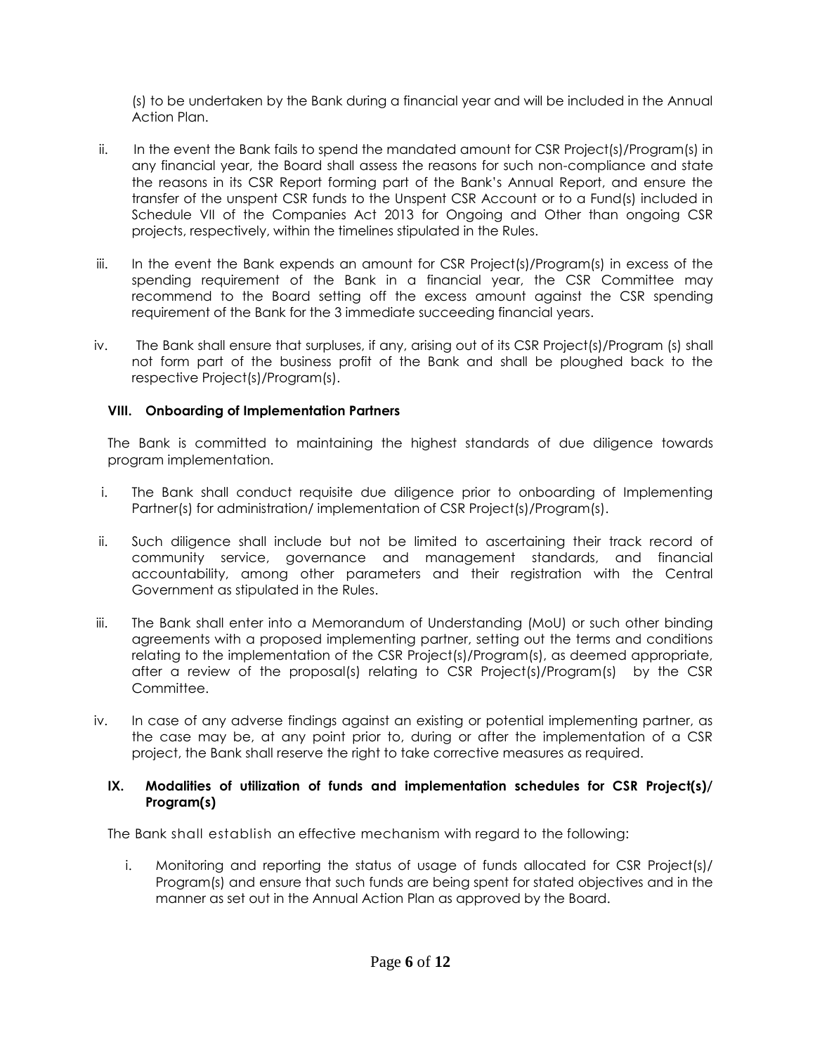(s) to be undertaken by the Bank during a financial year and will be included in the Annual Action Plan.

ii. In the event the Bank fails to spend the mandated amount for CSR Project(s)/Program(s) in any financial year, the Board shall assess the reasons for such non-compliance and state the reasons in its CSR Report forming part of the Bank's Annual Report, and ensure the transfer of the unspent CSR funds to the Unspent CSR Account or to a Fund(s) included in Schedule VII of the Companies Act 2013 for Ongoing and Other than ongoing CSR projects, respectively, within the timelines stipulated in the Rules.

iii. In the event the Bank expends an amount for CSR Project(s)/Program(s) in excess of the spending requirement of the Bank in a financial year, the CSR Committee may recommend to the Board setting off the excess amount against the CSR spending requirement of the Bank for the 3 immediate succeeding financial years.

iv. The Bank shall ensure that surpluses, if any, arising out of its CSR Project(s)/Program (s) shall not form part of the business profit of the Bank and shall be ploughed back to the respective Project(s)/Program(s).

### VIII. Onboarding of Implementation Partners

The Bank is committed to maintaining the highest standards of due diligence towards program implementation.

i. The Bank shall conduct requisite due diligence prior to onboarding of Implementing Partner(s) for administration/ implementation of CSR Project(s)/Program(s).

ii. Such diligence shall include but not be limited to ascertaining their track record of community service, governance and management standards, and financial accountability, among other parameters and their registration with the Central Government as stipulated in the Rules.

iii. The Bank shall enter into a Memorandum of Understanding (MoU) or such other binding agreements with a proposed implementing partner, setting out the terms and conditions relating to the implementation of the CSR Project(s)/Program(s), as deemed appropriate, after a review of the proposal(s) relating to CSR Project(s)/Program(s) by the CSR Committee.

iv. In case of any adverse findings against an existing or potential implementing partner, as the case may be, at any point prior to, during or after the implementation of a CSR project, the Bank shall reserve the right to take corrective measures as required.

### IX. Modalities of utilization of funds and implementation schedules for CSR Project(s)/ Program(s)

The Bank shall establish an effective mechanism with regard to the following:

i. Monitoring and reporting the status of usage of funds allocated for CSR Project(s)/ Program(s) and ensure that such funds are being spent for stated objectives and in the manner as set out in the Annual Action Plan as approved by the Board.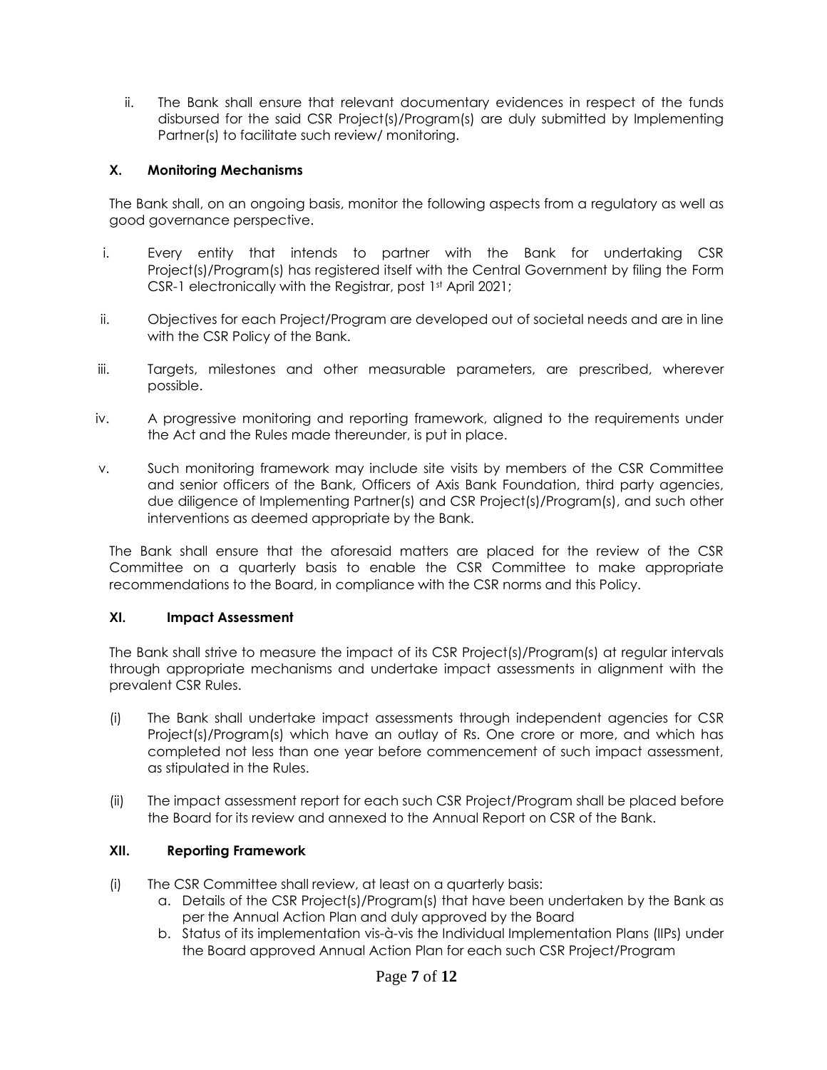ii. The Bank shall ensure that relevant documentary evidences in respect of the funds disbursed for the said CSR Project(s)/Program(s) are duly submitted by Implementing Partner(s) to facilitate such review/ monitoring.

### X. Monitoring Mechanisms

The Bank shall, on an ongoing basis, monitor the following aspects from a regulatory as well as good governance perspective.

i. Every entity that intends to partner with the Bank for undertaking CSR Project(s)/Program(s) has registered itself with the Central Government by filing the Form CSR-1 electronically with the Registrar, post 1st April 2021;

ii. Objectives for each Project/Program are developed out of societal needs and are in line with the CSR Policy of the Bank.

iii. Targets, milestones and other measurable parameters, are prescribed, wherever possible.

iv. A progressive monitoring and reporting framework, aligned to the requirements under the Act and the Rules made thereunder, is put in place.

v. Such monitoring framework may include site visits by members of the CSR Committee and senior officers of the Bank, Officers of Axis Bank Foundation, third party agencies, due diligence of Implementing Partner(s) and CSR Project(s)/Program(s), and such other interventions as deemed appropriate by the Bank.

The Bank shall ensure that the aforesaid matters are placed for the review of the CSR Committee on a quarterly basis to enable the CSR Committee to make appropriate recommendations to the Board, in compliance with the CSR norms and this Policy.

### XI. Impact Assessment

The Bank shall strive to measure the impact of its CSR Project(s)/Program(s) at regular intervals through appropriate mechanisms and undertake impact assessments in alignment with the prevalent CSR Rules.

(i) The Bank shall undertake impact assessments through independent agencies for CSR Project(s)/Program(s) which have an outlay of Rs. One crore or more, and which has completed not less than one year before commencement of such impact assessment, as stipulated in the Rules.

(ii) The impact assessment report for each such CSR Project/Program shall be placed before the Board for its review and annexed to the Annual Report on CSR of the Bank.

### XII. Reporting Framework

(i) The CSR Committee shall review, at least on a quarterly basis:

a. Details of the CSR Project(s)/Program(s) that have been undertaken by the Bank as per the Annual Action Plan and duly approved by the Board
b. Status of its implementation vis-à-vis the Individual Implementation Plans (IIPs) under the Board approved Annual Action Plan for each such CSR Project/Program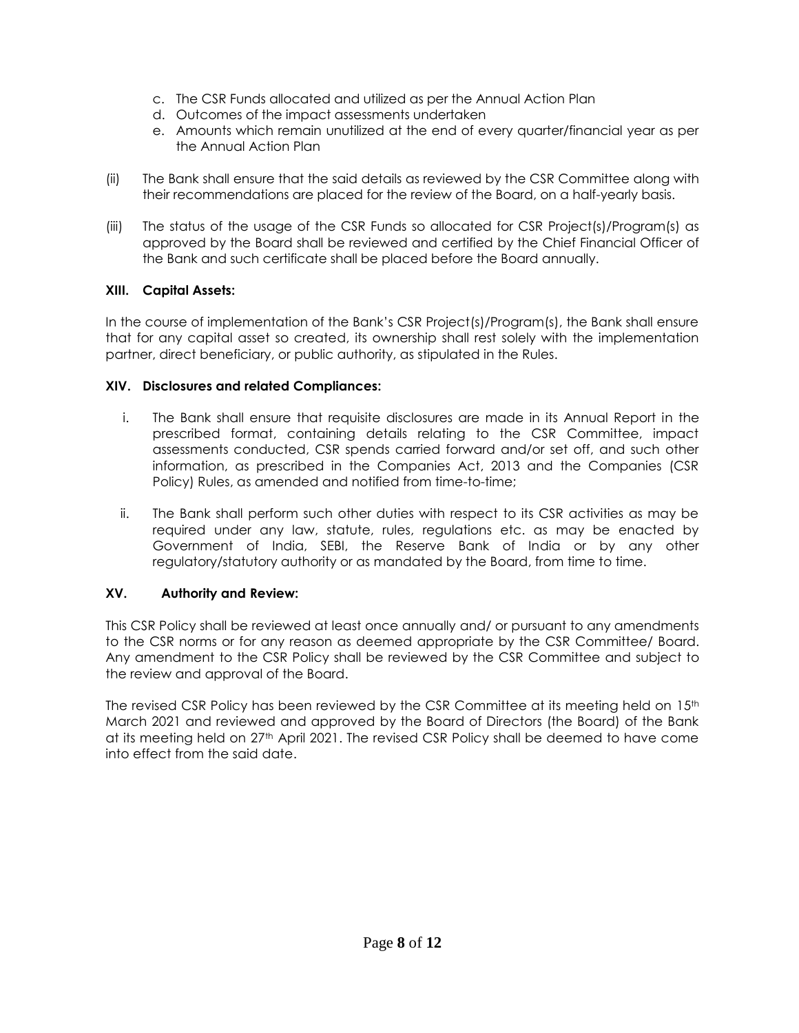c. The CSR Funds allocated and utilized as per the Annual Action Plan
d. Outcomes of the impact assessments undertaken
e. Amounts which remain unutilized at the end of every quarter/financial year as per the Annual Action Plan

(ii) The Bank shall ensure that the said details as reviewed by the CSR Committee along with their recommendations are placed for the review of the Board, on a half-yearly basis.

(iii) The status of the usage of the CSR Funds so allocated for CSR Project(s)/Program(s) as approved by the Board shall be reviewed and certified by the Chief Financial Officer of the Bank and such certificate shall be placed before the Board annually.

### XIII. Capital Assets:

In the course of implementation of the Bank's CSR Project(s)/Program(s), the Bank shall ensure that for any capital asset so created, its ownership shall rest solely with the implementation partner, direct beneficiary, or public authority, as stipulated in the Rules.

### XIV. Disclosures and related Compliances:

i. The Bank shall ensure that requisite disclosures are made in its Annual Report in the prescribed format, containing details relating to the CSR Committee, impact assessments conducted, CSR spends carried forward and/or set off, and such other information, as prescribed in the Companies Act, 2013 and the Companies (CSR Policy) Rules, as amended and notified from time-to-time;

ii. The Bank shall perform such other duties with respect to its CSR activities as may be required under any law, statute, rules, regulations etc. as may be enacted by Government of India, SEBI, the Reserve Bank of India or by any other regulatory/statutory authority or as mandated by the Board, from time to time.

### XV. Authority and Review:

This CSR Policy shall be reviewed at least once annually and/ or pursuant to any amendments to the CSR norms or for any reason as deemed appropriate by the CSR Committee/ Board. Any amendment to the CSR Policy shall be reviewed by the CSR Committee and subject to the review and approval of the Board.

The revised CSR Policy has been reviewed by the CSR Committee at its meeting held on 15th March 2021 and reviewed and approved by the Board of Directors (the Board) of the Bank at its meeting held on 27th April 2021. The revised CSR Policy shall be deemed to have come into effect from the said date.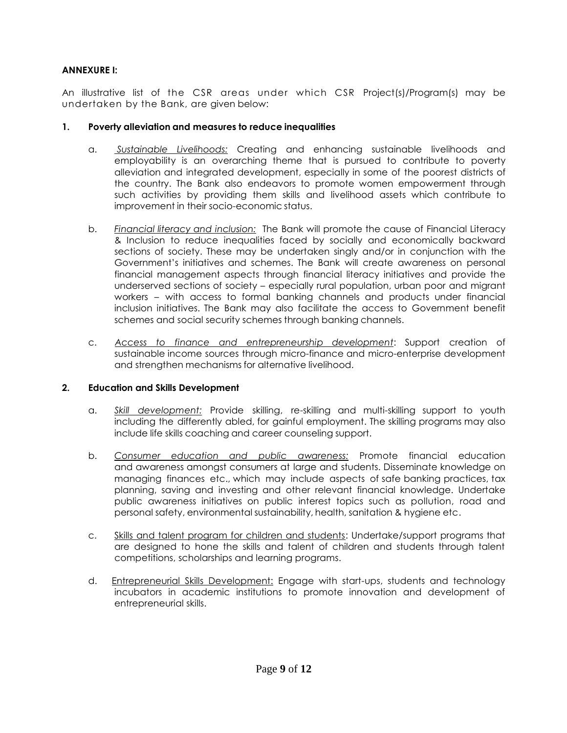**ANNEXURE I:**

An illustrative list of the CSR areas under which CSR Project(s)/Program(s) may be undertaken by the Bank, are given below:

**1. Poverty alleviation and measures to reduce inequalities**

a. *Sustainable Livelihoods:* Creating and enhancing sustainable livelihoods and employability is an overarching theme that is pursued to contribute to poverty alleviation and integrated development, especially in some of the poorest districts of the country. The Bank also endeavors to promote women empowerment through such activities by providing them skills and livelihood assets which contribute to improvement in their socio-economic status.

b. *Financial literacy and inclusion:* The Bank will promote the cause of Financial Literacy & Inclusion to reduce inequalities faced by socially and economically backward sections of society. These may be undertaken singly and/or in conjunction with the Government's initiatives and schemes. The Bank will create awareness on personal financial management aspects through financial literacy initiatives and provide the underserved sections of society – especially rural population, urban poor and migrant workers – with access to formal banking channels and products under financial inclusion initiatives. The Bank may also facilitate the access to Government benefit schemes and social security schemes through banking channels.

c. *Access to finance and entrepreneurship development*: Support creation of sustainable income sources through micro-finance and micro-enterprise development and strengthen mechanisms for alternative livelihood.

**2. Education and Skills Development**

a. *Skill development:* Provide skilling, re-skilling and multi-skilling support to youth including the differently abled, for gainful employment. The skilling programs may also include life skills coaching and career counseling support.

b. *Consumer education and public awareness:* Promote financial education and awareness amongst consumers at large and students. Disseminate knowledge on managing finances etc., which may include aspects of safe banking practices, tax planning, saving and investing and other relevant financial knowledge. Undertake public awareness initiatives on public interest topics such as pollution, road and personal safety, environmental sustainability, health, sanitation & hygiene etc.

c. Skills and talent program for children and students: Undertake/support programs that are designed to hone the skills and talent of children and students through talent competitions, scholarships and learning programs.

d. Entrepreneurial Skills Development: Engage with start-ups, students and technology incubators in academic institutions to promote innovation and development of entrepreneurial skills.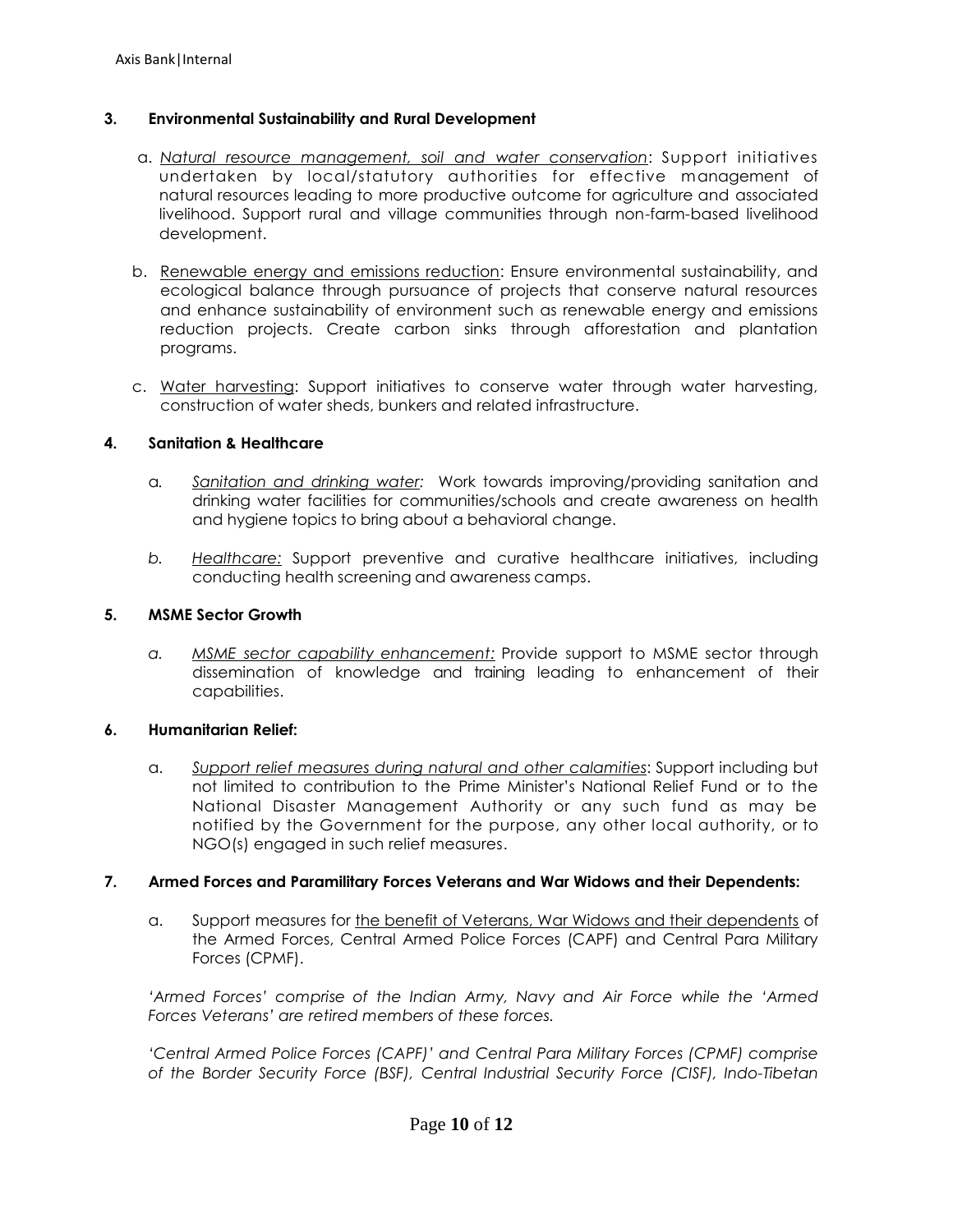### 3. Environmental Sustainability and Rural Development

a. *Natural resource management, soil and water conservation*: Support initiatives undertaken by local/statutory authorities for effective management of natural resources leading to more productive outcome for agriculture and associated livelihood. Support rural and village communities through non-farm-based livelihood development.

b. Renewable energy and emissions reduction: Ensure environmental sustainability, and ecological balance through pursuance of projects that conserve natural resources and enhance sustainability of environment such as renewable energy and emissions reduction projects. Create carbon sinks through afforestation and plantation programs.

c. Water harvesting: Support initiatives to conserve water through water harvesting, construction of water sheds, bunkers and related infrastructure.

### 4. Sanitation & Healthcare

a. *Sanitation and drinking water:* Work towards improving/providing sanitation and drinking water facilities for communities/schools and create awareness on health and hygiene topics to bring about a behavioral change.

b. *Healthcare:* Support preventive and curative healthcare initiatives, including conducting health screening and awareness camps.

### 5. MSME Sector Growth

a. *MSME sector capability enhancement:* Provide support to MSME sector through dissemination of knowledge and training leading to enhancement of their capabilities.

### 6. Humanitarian Relief:

a. *Support relief measures during natural and other calamities*: Support including but not limited to contribution to the Prime Minister's National Relief Fund or to the National Disaster Management Authority or any such fund as may be notified by the Government for the purpose, any other local authority, or to NGO(s) engaged in such relief measures.

### 7. Armed Forces and Paramilitary Forces Veterans and War Widows and their Dependents:

a. Support measures for the benefit of Veterans, War Widows and their dependents of the Armed Forces, Central Armed Police Forces (CAPF) and Central Para Military Forces (CPMF).

*'Armed Forces' comprise of the Indian Army, Navy and Air Force while the 'Armed Forces Veterans' are retired members of these forces.*

*'Central Armed Police Forces (CAPF)' and Central Para Military Forces (CPMF) comprise of the Border Security Force (BSF), Central Industrial Security Force (CISF), Indo-Tibetan*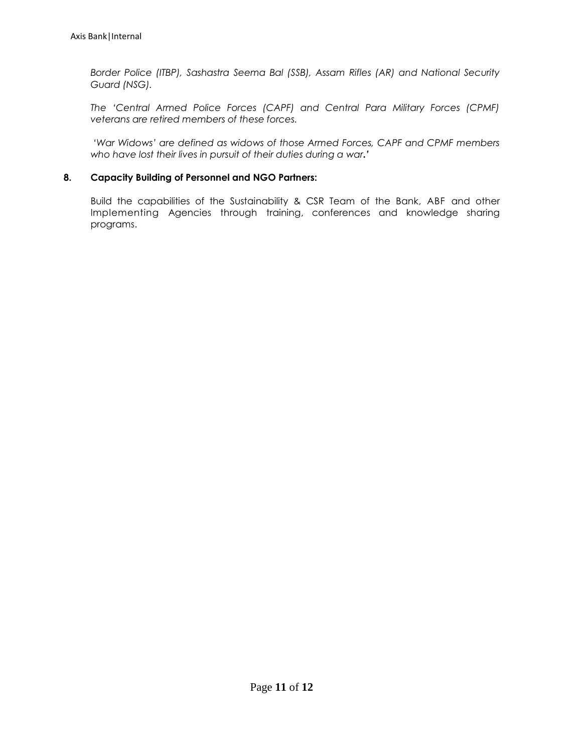*Border Police (ITBP), Sashastra Seema Bal (SSB), Assam Rifles (AR) and National Security Guard (NSG).*

*The 'Central Armed Police Forces (CAPF) and Central Para Military Forces (CPMF) veterans are retired members of these forces.*

*'War Widows' are defined as widows of those Armed Forces, CAPF and CPMF members who have lost their lives in pursuit of their duties during a war.'*

**8. Capacity Building of Personnel and NGO Partners:**

Build the capabilities of the Sustainability & CSR Team of the Bank, ABF and other Implementing Agencies through training, conferences and knowledge sharing programs.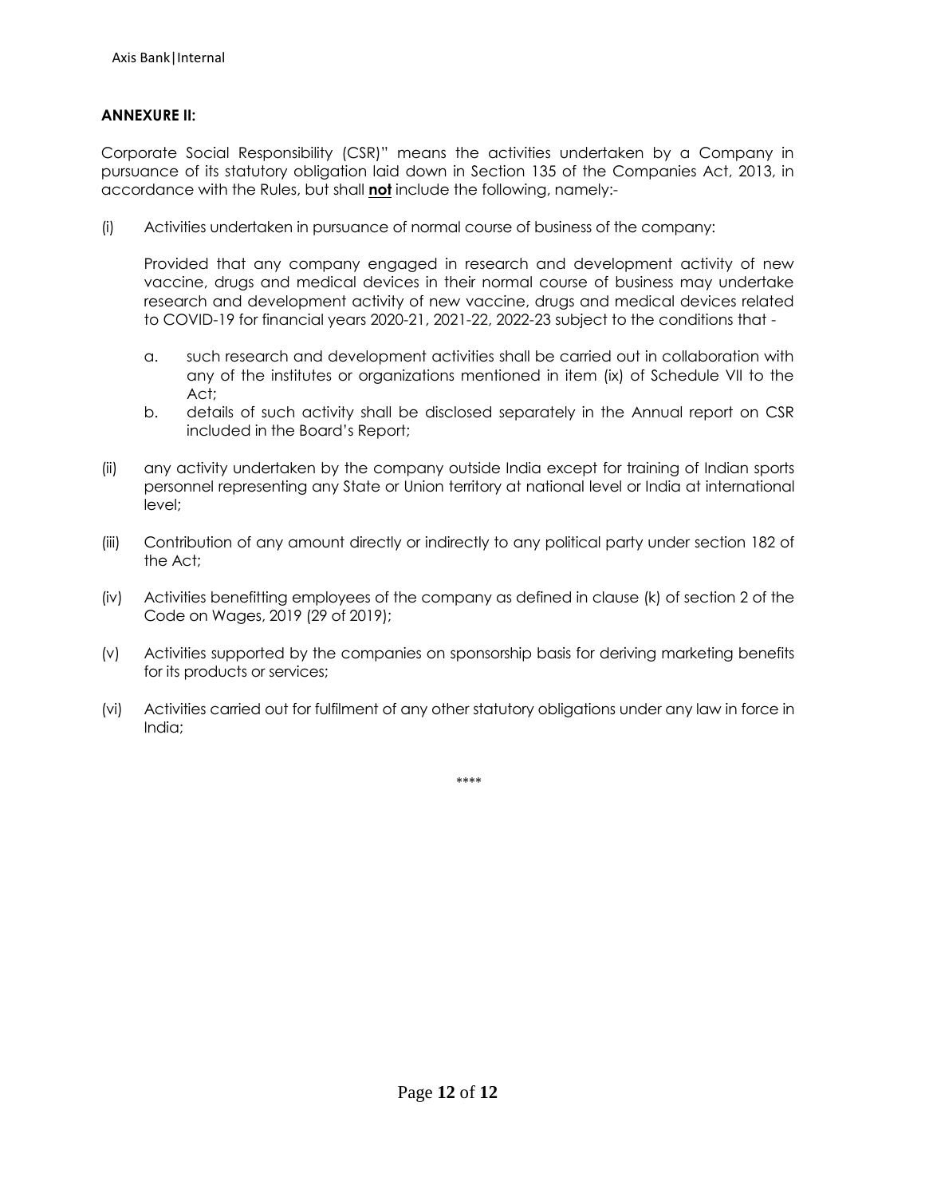**ANNEXURE II:**

Corporate Social Responsibility (CSR)" means the activities undertaken by a Company in pursuance of its statutory obligation laid down in Section 135 of the Companies Act, 2013, in accordance with the Rules, but shall **not** include the following, namely:-

(i) Activities undertaken in pursuance of normal course of business of the company:

Provided that any company engaged in research and development activity of new vaccine, drugs and medical devices in their normal course of business may undertake research and development activity of new vaccine, drugs and medical devices related to COVID-19 for financial years 2020-21, 2021-22, 2022-23 subject to the conditions that -

a. such research and development activities shall be carried out in collaboration with any of the institutes or organizations mentioned in item (ix) of Schedule VII to the Act;
b. details of such activity shall be disclosed separately in the Annual report on CSR included in the Board's Report;

(ii) any activity undertaken by the company outside India except for training of Indian sports personnel representing any State or Union territory at national level or India at international level;

(iii) Contribution of any amount directly or indirectly to any political party under section 182 of the Act;

(iv) Activities benefitting employees of the company as defined in clause (k) of section 2 of the Code on Wages, 2019 (29 of 2019);

(v) Activities supported by the companies on sponsorship basis for deriving marketing benefits for its products or services;

(vi) Activities carried out for fulfilment of any other statutory obligations under any law in force in India;

****